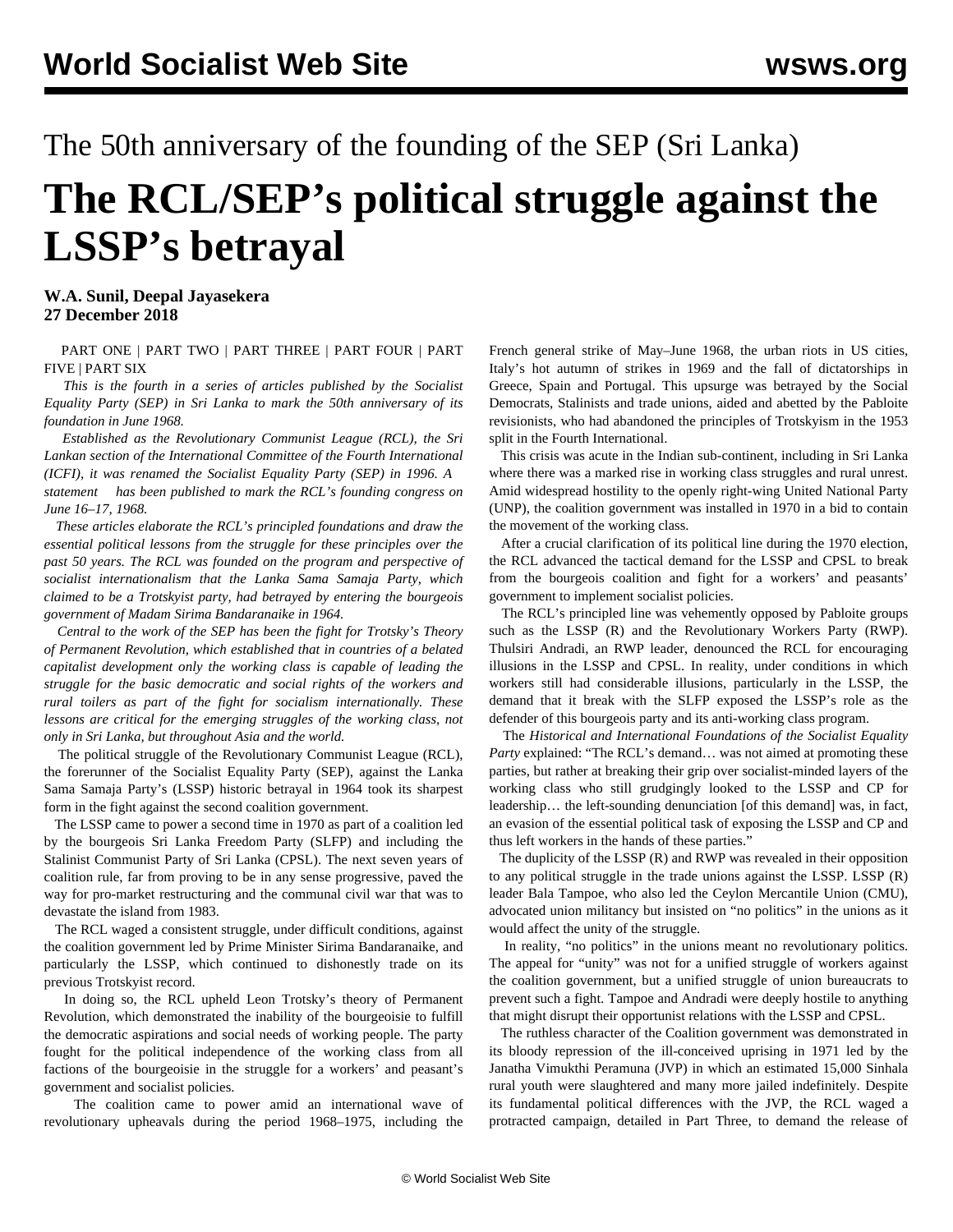The 50th anniversary of the founding of the SEP (Sri Lanka)

# The RCL/SEP's political struggle against the LSSP's betrayal

**W.A. Sunil, Deepal Jayasekera**
**27 December 2018**

PART ONE | PART TWO | PART THREE | PART FOUR | PART FIVE | PART SIX

*This is the fourth in a series of articles published by the Socialist Equality Party (SEP) in Sri Lanka to mark the 50th anniversary of its foundation in June 1968.*

*Established as the Revolutionary Communist League (RCL), the Sri Lankan section of the International Committee of the Fourth International (ICFI), it was renamed the Socialist Equality Party (SEP) in 1996. A statement has been published to mark the RCL's founding congress on June 16–17, 1968.*

*These articles elaborate the RCL's principled foundations and draw the essential political lessons from the struggle for these principles over the past 50 years. The RCL was founded on the program and perspective of socialist internationalism that the Lanka Sama Samaja Party, which claimed to be a Trotskyist party, had betrayed by entering the bourgeois government of Madam Sirima Bandaranaike in 1964.*

*Central to the work of the SEP has been the fight for Trotsky's Theory of Permanent Revolution, which established that in countries of a belated capitalist development only the working class is capable of leading the struggle for the basic democratic and social rights of the workers and rural toilers as part of the fight for socialism internationally. These lessons are critical for the emerging struggles of the working class, not only in Sri Lanka, but throughout Asia and the world.*

The political struggle of the Revolutionary Communist League (RCL), the forerunner of the Socialist Equality Party (SEP), against the Lanka Sama Samaja Party's (LSSP) historic betrayal in 1964 took its sharpest form in the fight against the second coalition government.

The LSSP came to power a second time in 1970 as part of a coalition led by the bourgeois Sri Lanka Freedom Party (SLFP) and including the Stalinist Communist Party of Sri Lanka (CPSL). The next seven years of coalition rule, far from proving to be in any sense progressive, paved the way for pro-market restructuring and the communal civil war that was to devastate the island from 1983.

The RCL waged a consistent struggle, under difficult conditions, against the coalition government led by Prime Minister Sirima Bandaranaike, and particularly the LSSP, which continued to dishonestly trade on its previous Trotskyist record.

In doing so, the RCL upheld Leon Trotsky's theory of Permanent Revolution, which demonstrated the inability of the bourgeoisie to fulfill the democratic aspirations and social needs of working people. The party fought for the political independence of the working class from all factions of the bourgeoisie in the struggle for a workers' and peasant's government and socialist policies.

The coalition came to power amid an international wave of revolutionary upheavals during the period 1968–1975, including the French general strike of May–June 1968, the urban riots in US cities, Italy's hot autumn of strikes in 1969 and the fall of dictatorships in Greece, Spain and Portugal. This upsurge was betrayed by the Social Democrats, Stalinists and trade unions, aided and abetted by the Pabloite revisionists, who had abandoned the principles of Trotskyism in the 1953 split in the Fourth International.

This crisis was acute in the Indian sub-continent, including in Sri Lanka where there was a marked rise in working class struggles and rural unrest. Amid widespread hostility to the openly right-wing United National Party (UNP), the coalition government was installed in 1970 in a bid to contain the movement of the working class.

After a crucial clarification of its political line during the 1970 election, the RCL advanced the tactical demand for the LSSP and CPSL to break from the bourgeois coalition and fight for a workers' and peasants' government to implement socialist policies.

The RCL's principled line was vehemently opposed by Pabloite groups such as the LSSP (R) and the Revolutionary Workers Party (RWP). Thulsiri Andradi, an RWP leader, denounced the RCL for encouraging illusions in the LSSP and CPSL. In reality, under conditions in which workers still had considerable illusions, particularly in the LSSP, the demand that it break with the SLFP exposed the LSSP's role as the defender of this bourgeois party and its anti-working class program.

The *Historical and International Foundations of the Socialist Equality Party* explained: "The RCL's demand… was not aimed at promoting these parties, but rather at breaking their grip over socialist-minded layers of the working class who still grudgingly looked to the LSSP and CP for leadership… the left-sounding denunciation [of this demand] was, in fact, an evasion of the essential political task of exposing the LSSP and CP and thus left workers in the hands of these parties."

The duplicity of the LSSP (R) and RWP was revealed in their opposition to any political struggle in the trade unions against the LSSP. LSSP (R) leader Bala Tampoe, who also led the Ceylon Mercantile Union (CMU), advocated union militancy but insisted on "no politics" in the unions as it would affect the unity of the struggle.

In reality, "no politics" in the unions meant no revolutionary politics. The appeal for "unity" was not for a unified struggle of workers against the coalition government, but a unified struggle of union bureaucrats to prevent such a fight. Tampoe and Andradi were deeply hostile to anything that might disrupt their opportunist relations with the LSSP and CPSL.

The ruthless character of the Coalition government was demonstrated in its bloody repression of the ill-conceived uprising in 1971 led by the Janatha Vimukthi Peramuna (JVP) in which an estimated 15,000 Sinhala rural youth were slaughtered and many more jailed indefinitely. Despite its fundamental political differences with the JVP, the RCL waged a protracted campaign, detailed in Part Three, to demand the release of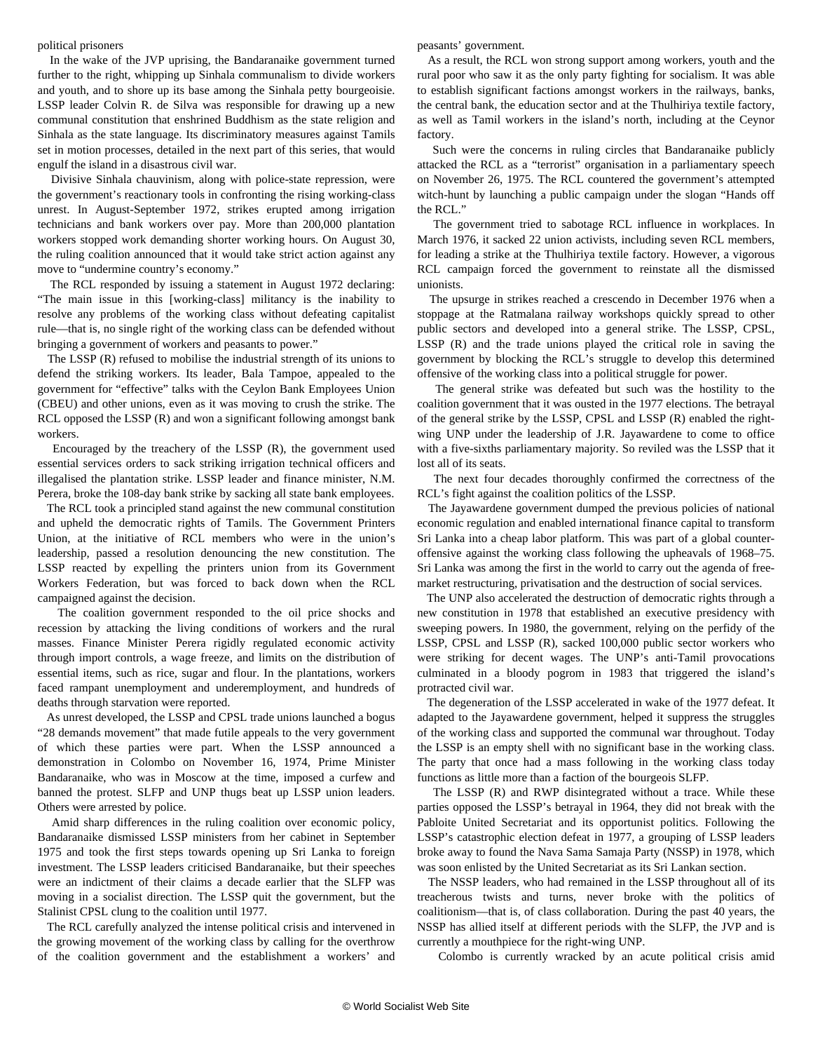political prisoners

In the wake of the JVP uprising, the Bandaranaike government turned further to the right, whipping up Sinhala communalism to divide workers and youth, and to shore up its base among the Sinhala petty bourgeoisie. LSSP leader Colvin R. de Silva was responsible for drawing up a new communal constitution that enshrined Buddhism as the state religion and Sinhala as the state language. Its discriminatory measures against Tamils set in motion processes, detailed in the next part of this series, that would engulf the island in a disastrous civil war.

Divisive Sinhala chauvinism, along with police-state repression, were the government's reactionary tools in confronting the rising working-class unrest. In August-September 1972, strikes erupted among irrigation technicians and bank workers over pay. More than 200,000 plantation workers stopped work demanding shorter working hours. On August 30, the ruling coalition announced that it would take strict action against any move to "undermine country's economy."

The RCL responded by issuing a statement in August 1972 declaring: "The main issue in this [working-class] militancy is the inability to resolve any problems of the working class without defeating capitalist rule—that is, no single right of the working class can be defended without bringing a government of workers and peasants to power."

The LSSP (R) refused to mobilise the industrial strength of its unions to defend the striking workers. Its leader, Bala Tampoe, appealed to the government for "effective" talks with the Ceylon Bank Employees Union (CBEU) and other unions, even as it was moving to crush the strike. The RCL opposed the LSSP (R) and won a significant following amongst bank workers.

Encouraged by the treachery of the LSSP (R), the government used essential services orders to sack striking irrigation technical officers and illegalised the plantation strike. LSSP leader and finance minister, N.M. Perera, broke the 108-day bank strike by sacking all state bank employees.

The RCL took a principled stand against the new communal constitution and upheld the democratic rights of Tamils. The Government Printers Union, at the initiative of RCL members who were in the union's leadership, passed a resolution denouncing the new constitution. The LSSP reacted by expelling the printers union from its Government Workers Federation, but was forced to back down when the RCL campaigned against the decision.

The coalition government responded to the oil price shocks and recession by attacking the living conditions of workers and the rural masses. Finance Minister Perera rigidly regulated economic activity through import controls, a wage freeze, and limits on the distribution of essential items, such as rice, sugar and flour. In the plantations, workers faced rampant unemployment and underemployment, and hundreds of deaths through starvation were reported.

As unrest developed, the LSSP and CPSL trade unions launched a bogus "28 demands movement" that made futile appeals to the very government of which these parties were part. When the LSSP announced a demonstration in Colombo on November 16, 1974, Prime Minister Bandaranaike, who was in Moscow at the time, imposed a curfew and banned the protest. SLFP and UNP thugs beat up LSSP union leaders. Others were arrested by police.

Amid sharp differences in the ruling coalition over economic policy, Bandaranaike dismissed LSSP ministers from her cabinet in September 1975 and took the first steps towards opening up Sri Lanka to foreign investment. The LSSP leaders criticised Bandaranaike, but their speeches were an indictment of their claims a decade earlier that the SLFP was moving in a socialist direction. The LSSP quit the government, but the Stalinist CPSL clung to the coalition until 1977.

The RCL carefully analyzed the intense political crisis and intervened in the growing movement of the working class by calling for the overthrow of the coalition government and the establishment a workers' and peasants' government.

As a result, the RCL won strong support among workers, youth and the rural poor who saw it as the only party fighting for socialism. It was able to establish significant factions amongst workers in the railways, banks, the central bank, the education sector and at the Thulhiriya textile factory, as well as Tamil workers in the island's north, including at the Ceynor factory.

Such were the concerns in ruling circles that Bandaranaike publicly attacked the RCL as a "terrorist" organisation in a parliamentary speech on November 26, 1975. The RCL countered the government's attempted witch-hunt by launching a public campaign under the slogan "Hands off the RCL."

The government tried to sabotage RCL influence in workplaces. In March 1976, it sacked 22 union activists, including seven RCL members, for leading a strike at the Thulhiriya textile factory. However, a vigorous RCL campaign forced the government to reinstate all the dismissed unionists.

The upsurge in strikes reached a crescendo in December 1976 when a stoppage at the Ratmalana railway workshops quickly spread to other public sectors and developed into a general strike. The LSSP, CPSL, LSSP (R) and the trade unions played the critical role in saving the government by blocking the RCL's struggle to develop this determined offensive of the working class into a political struggle for power.

The general strike was defeated but such was the hostility to the coalition government that it was ousted in the 1977 elections. The betrayal of the general strike by the LSSP, CPSL and LSSP (R) enabled the right-wing UNP under the leadership of J.R. Jayawardene to come to office with a five-sixths parliamentary majority. So reviled was the LSSP that it lost all of its seats.

The next four decades thoroughly confirmed the correctness of the RCL's fight against the coalition politics of the LSSP.

The Jayawardene government dumped the previous policies of national economic regulation and enabled international finance capital to transform Sri Lanka into a cheap labor platform. This was part of a global counter-offensive against the working class following the upheavals of 1968–75. Sri Lanka was among the first in the world to carry out the agenda of free-market restructuring, privatisation and the destruction of social services.

The UNP also accelerated the destruction of democratic rights through a new constitution in 1978 that established an executive presidency with sweeping powers. In 1980, the government, relying on the perfidy of the LSSP, CPSL and LSSP (R), sacked 100,000 public sector workers who were striking for decent wages. The UNP's anti-Tamil provocations culminated in a bloody pogrom in 1983 that triggered the island's protracted civil war.

The degeneration of the LSSP accelerated in wake of the 1977 defeat. It adapted to the Jayawardene government, helped it suppress the struggles of the working class and supported the communal war throughout. Today the LSSP is an empty shell with no significant base in the working class. The party that once had a mass following in the working class today functions as little more than a faction of the bourgeois SLFP.

The LSSP (R) and RWP disintegrated without a trace. While these parties opposed the LSSP's betrayal in 1964, they did not break with the Pabloite United Secretariat and its opportunist politics. Following the LSSP's catastrophic election defeat in 1977, a grouping of LSSP leaders broke away to found the Nava Sama Samaja Party (NSSP) in 1978, which was soon enlisted by the United Secretariat as its Sri Lankan section.

The NSSP leaders, who had remained in the LSSP throughout all of its treacherous twists and turns, never broke with the politics of coalitionism—that is, of class collaboration. During the past 40 years, the NSSP has allied itself at different periods with the SLFP, the JVP and is currently a mouthpiece for the right-wing UNP.

Colombo is currently wracked by an acute political crisis amid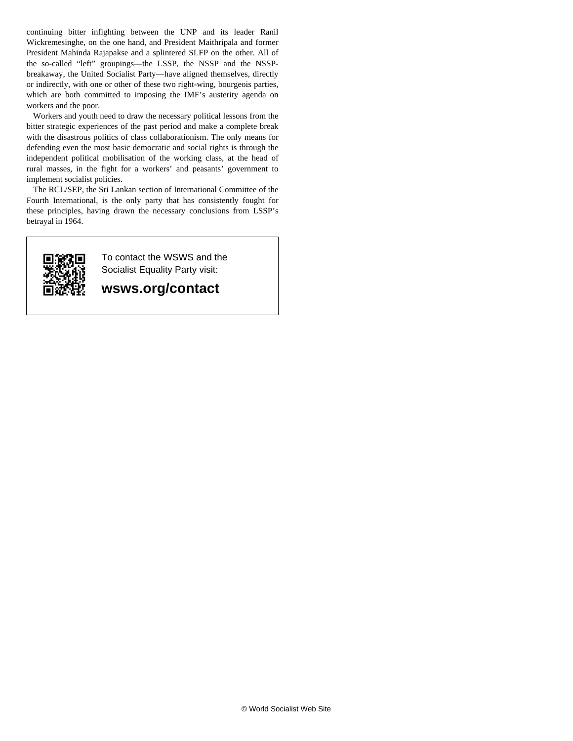continuing bitter infighting between the UNP and its leader Ranil Wickremesinghe, on the one hand, and President Maithripala and former President Mahinda Rajapakse and a splintered SLFP on the other. All of the so-called "left" groupings—the LSSP, the NSSP and the NSSP-breakaway, the United Socialist Party—have aligned themselves, directly or indirectly, with one or other of these two right-wing, bourgeois parties, which are both committed to imposing the IMF's austerity agenda on workers and the poor.

Workers and youth need to draw the necessary political lessons from the bitter strategic experiences of the past period and make a complete break with the disastrous politics of class collaborationism. The only means for defending even the most basic democratic and social rights is through the independent political mobilisation of the working class, at the head of rural masses, in the fight for a workers' and peasants' government to implement socialist policies.

The RCL/SEP, the Sri Lankan section of International Committee of the Fourth International, is the only party that has consistently fought for these principles, having drawn the necessary conclusions from LSSP's betrayal in 1964.

To contact the WSWS and the Socialist Equality Party visit:

**wsws.org/contact**